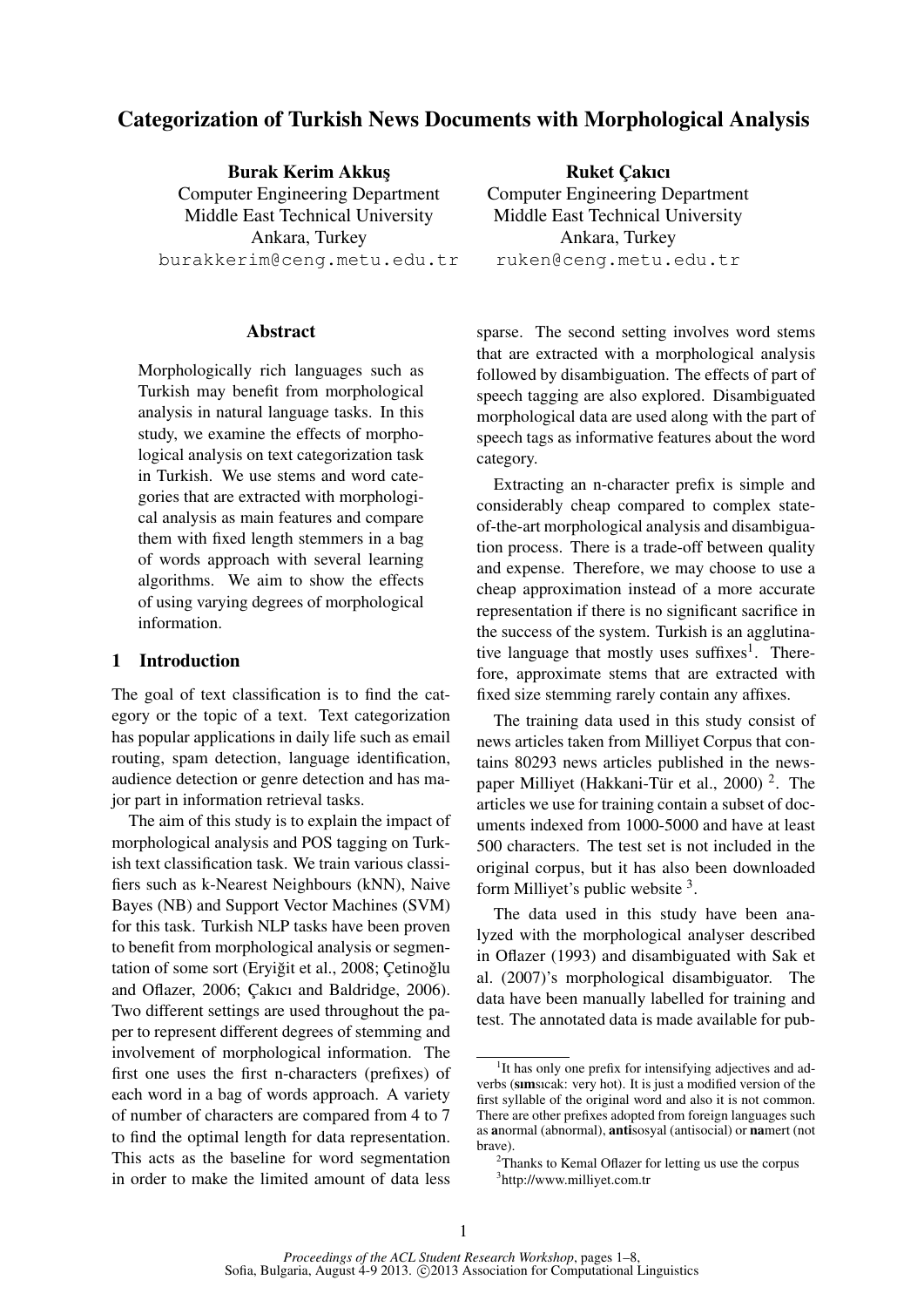# Categorization of Turkish News Documents with Morphological Analysis

**Burak Kerim Akkuş**
Computer Engineering Department
Middle East Technical University
Ankara, Turkey
burakkerim@ceng.metu.edu.tr

**Ruket Çakıcı**
Computer Engineering Department
Middle East Technical University
Ankara, Turkey
ruken@ceng.metu.edu.tr

## Abstract

Morphologically rich languages such as Turkish may benefit from morphological analysis in natural language tasks. In this study, we examine the effects of morphological analysis on text categorization task in Turkish. We use stems and word categories that are extracted with morphological analysis as main features and compare them with fixed length stemmers in a bag of words approach with several learning algorithms. We aim to show the effects of using varying degrees of morphological information.

## 1 Introduction

The goal of text classification is to find the category or the topic of a text. Text categorization has popular applications in daily life such as email routing, spam detection, language identification, audience detection or genre detection and has major part in information retrieval tasks.

The aim of this study is to explain the impact of morphological analysis and POS tagging on Turkish text classification task. We train various classifiers such as k-Nearest Neighbours (kNN), Naive Bayes (NB) and Support Vector Machines (SVM) for this task. Turkish NLP tasks have been proven to benefit from morphological analysis or segmentation of some sort (Eryiğit et al., 2008; Çetinoğlu and Oflazer, 2006; Çakıcı and Baldridge, 2006). Two different settings are used throughout the paper to represent different degrees of stemming and involvement of morphological information. The first one uses the first n-characters (prefixes) of each word in a bag of words approach. A variety of number of characters are compared from 4 to 7 to find the optimal length for data representation. This acts as the baseline for word segmentation in order to make the limited amount of data less sparse. The second setting involves word stems that are extracted with a morphological analysis followed by disambiguation. The effects of part of speech tagging are also explored. Disambiguated morphological data are used along with the part of speech tags as informative features about the word category.

Extracting an n-character prefix is simple and considerably cheap compared to complex state-of-the-art morphological analysis and disambiguation process. There is a trade-off between quality and expense. Therefore, we may choose to use a cheap approximation instead of a more accurate representation if there is no significant sacrifice in the success of the system. Turkish is an agglutinative language that mostly uses suffixes[1]. Therefore, approximate stems that are extracted with fixed size stemming rarely contain any affixes.

The training data used in this study consist of news articles taken from Milliyet Corpus that contains 80293 news articles published in the newspaper Milliyet (Hakkani-Tür et al., 2000) [2]. The articles we use for training contain a subset of documents indexed from 1000-5000 and have at least 500 characters. The test set is not included in the original corpus, but it has also been downloaded form Milliyet's public website [3].

The data used in this study have been analyzed with the morphological analyser described in Oflazer (1993) and disambiguated with Sak et al. (2007)'s morphological disambiguator. The data have been manually labelled for training and test. The annotated data is made available for pub-

---

[1] It has only one prefix for intensifying adjectives and adverbs (**sım**sıcak: very hot). It is just a modified version of the first syllable of the original word and also it is not common. There are other prefixes adopted from foreign languages such as **a**normal (abnormal), **anti**sosyal (antisocial) or **na**mert (not brave).

[2] Thanks to Kemal Oflazer for letting us use the corpus

[3] http://www.milliyet.com.tr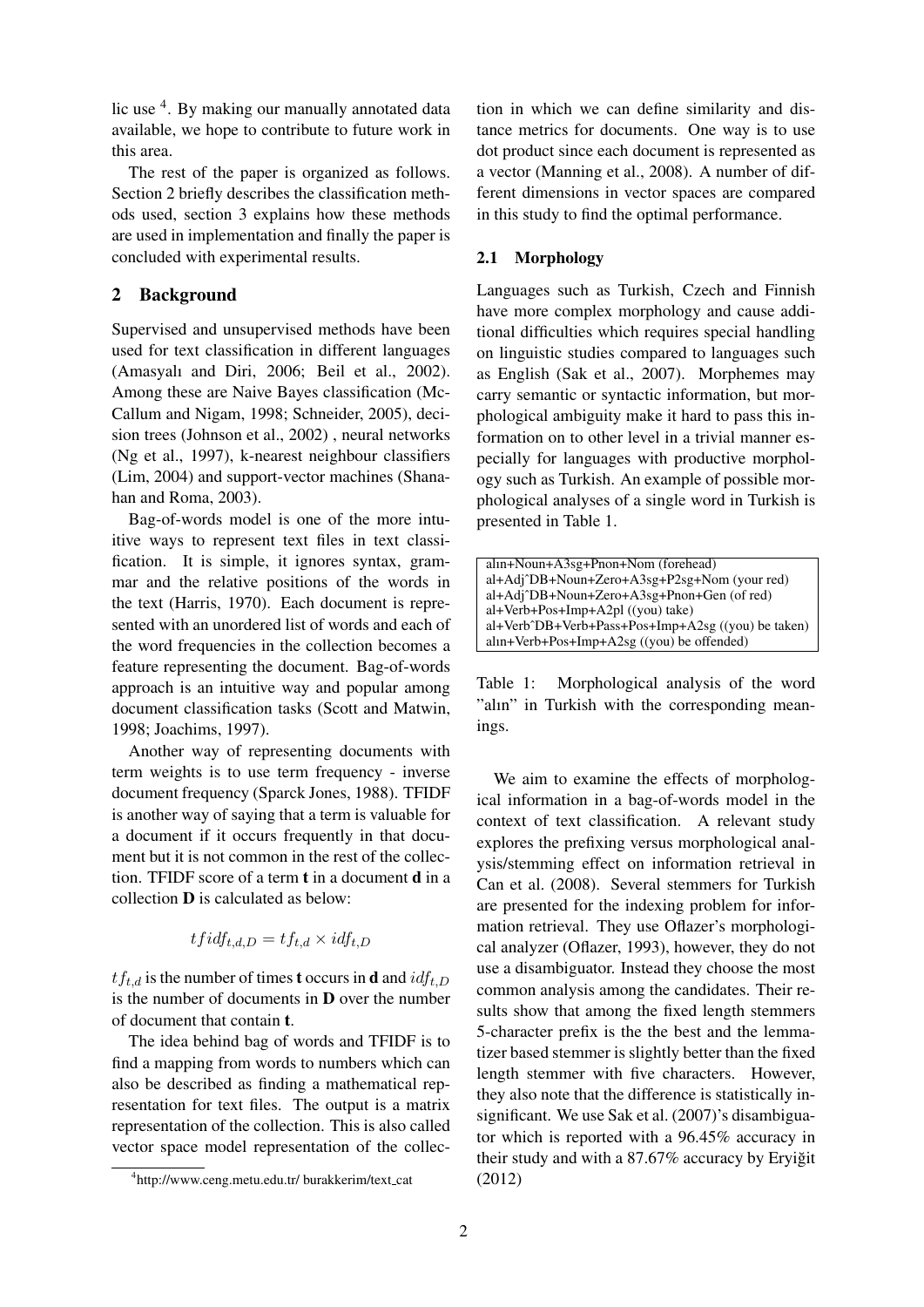lic use [4]. By making our manually annotated data available, we hope to contribute to future work in this area.

The rest of the paper is organized as follows. Section 2 briefly describes the classification methods used, section 3 explains how these methods are used in implementation and finally the paper is concluded with experimental results.

## 2 Background

Supervised and unsupervised methods have been used for text classification in different languages (Amasyalı and Diri, 2006; Beil et al., 2002). Among these are Naive Bayes classification (McCallum and Nigam, 1998; Schneider, 2005), decision trees (Johnson et al., 2002) , neural networks (Ng et al., 1997), k-nearest neighbour classifiers (Lim, 2004) and support-vector machines (Shanahan and Roma, 2003).

Bag-of-words model is one of the more intuitive ways to represent text files in text classification. It is simple, it ignores syntax, grammar and the relative positions of the words in the text (Harris, 1970). Each document is represented with an unordered list of words and each of the word frequencies in the collection becomes a feature representing the document. Bag-of-words approach is an intuitive way and popular among document classification tasks (Scott and Matwin, 1998; Joachims, 1997).

Another way of representing documents with term weights is to use term frequency - inverse document frequency (Sparck Jones, 1988). TFIDF is another way of saying that a term is valuable for a document if it occurs frequently in that document but it is not common in the rest of the collection. TFIDF score of a term **t** in a document **d** in a collection **D** is calculated as below:

$$tfidf_{t,d,D} = tf_{t,d} \times idf_{t,D}$$

$tf_{t,d}$ is the number of times **t** occurs in **d** and $idf_{t,D}$ is the number of documents in **D** over the number of document that contain **t**.

The idea behind bag of words and TFIDF is to find a mapping from words to numbers which can also be described as finding a mathematical representation for text files. The output is a matrix representation of the collection. This is also called vector space model representation of the collection in which we can define similarity and distance metrics for documents. One way is to use dot product since each document is represented as a vector (Manning et al., 2008). A number of different dimensions in vector spaces are compared in this study to find the optimal performance.

### 2.1 Morphology

Languages such as Turkish, Czech and Finnish have more complex morphology and cause additional difficulties which requires special handling on linguistic studies compared to languages such as English (Sak et al., 2007). Morphemes may carry semantic or syntactic information, but morphological ambiguity make it hard to pass this information on to other level in a trivial manner especially for languages with productive morphology such as Turkish. An example of possible morphological analyses of a single word in Turkish is presented in Table 1.

| |
|---|
| alın+Noun+A3sg+Pnon+Nom (forehead) |
| al+Adj^DB+Noun+Zero+A3sg+P2sg+Nom (your red) |
| al+Adj^DB+Noun+Zero+A3sg+Pnon+Gen (of red) |
| al+Verb+Pos+Imp+A2pl ((you) take) |
| al+Verb^DB+Verb+Pass+Pos+Imp+A2sg ((you) be taken) |
| alın+Verb+Pos+Imp+A2sg ((you) be offended) |

Table 1: Morphological analysis of the word "alın" in Turkish with the corresponding meanings.

We aim to examine the effects of morphological information in a bag-of-words model in the context of text classification. A relevant study explores the prefixing versus morphological analysis/stemming effect on information retrieval in Can et al. (2008). Several stemmers for Turkish are presented for the indexing problem for information retrieval. They use Oflazer's morphological analyzer (Oflazer, 1993), however, they do not use a disambiguator. Instead they choose the most common analysis among the candidates. Their results show that among the fixed length stemmers 5-character prefix is the the best and the lemmatizer based stemmer is slightly better than the fixed length stemmer with five characters. However, they also note that the difference is statistically insignificant. We use Sak et al. (2007)'s disambiguator which is reported with a 96.45% accuracy in their study and with a 87.67% accuracy by Eryiğit (2012)

[4] http://www.ceng.metu.edu.tr/ burakkerim/text_cat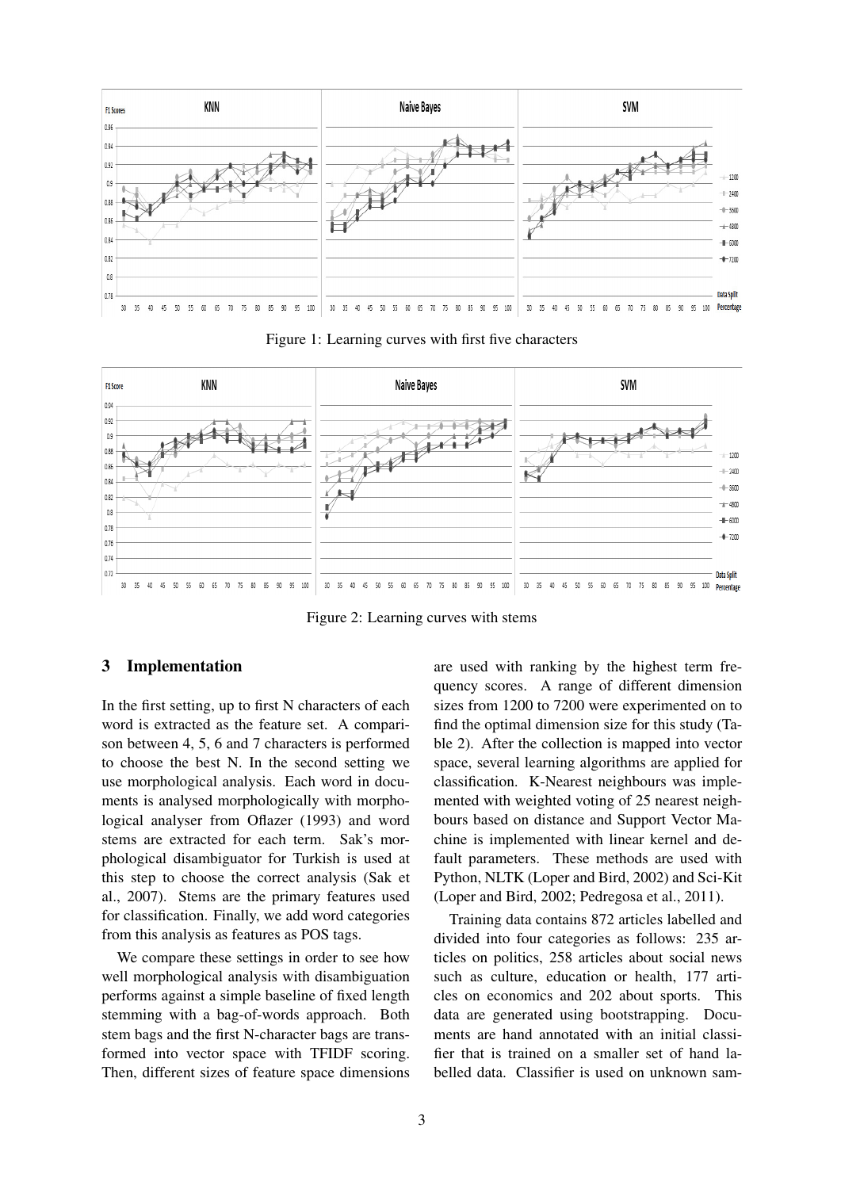Figure 1: Learning curves with first five characters

Figure 2: Learning curves with stems

## 3 Implementation

In the first setting, up to first N characters of each word is extracted as the feature set. A comparison between 4, 5, 6 and 7 characters is performed to choose the best N. In the second setting we use morphological analysis. Each word in documents is analysed morphologically with morphological analyser from Oflazer (1993) and word stems are extracted for each term. Sak's morphological disambiguator for Turkish is used at this step to choose the correct analysis (Sak et al., 2007). Stems are the primary features used for classification. Finally, we add word categories from this analysis as features as POS tags.

We compare these settings in order to see how well morphological analysis with disambiguation performs against a simple baseline of fixed length stemming with a bag-of-words approach. Both stem bags and the first N-character bags are transformed into vector space with TFIDF scoring. Then, different sizes of feature space dimensions are used with ranking by the highest term frequency scores. A range of different dimension sizes from 1200 to 7200 were experimented on to find the optimal dimension size for this study (Table 2). After the collection is mapped into vector space, several learning algorithms are applied for classification. K-Nearest neighbours was implemented with weighted voting of 25 nearest neighbours based on distance and Support Vector Machine is implemented with linear kernel and default parameters. These methods are used with Python, NLTK (Loper and Bird, 2002) and Sci-Kit (Loper and Bird, 2002; Pedregosa et al., 2011).

Training data contains 872 articles labelled and divided into four categories as follows: 235 articles on politics, 258 articles about social news such as culture, education or health, 177 articles on economics and 202 about sports. This data are generated using bootstrapping. Documents are hand annotated with an initial classifier that is trained on a smaller set of hand labelled data. Classifier is used on unknown sam-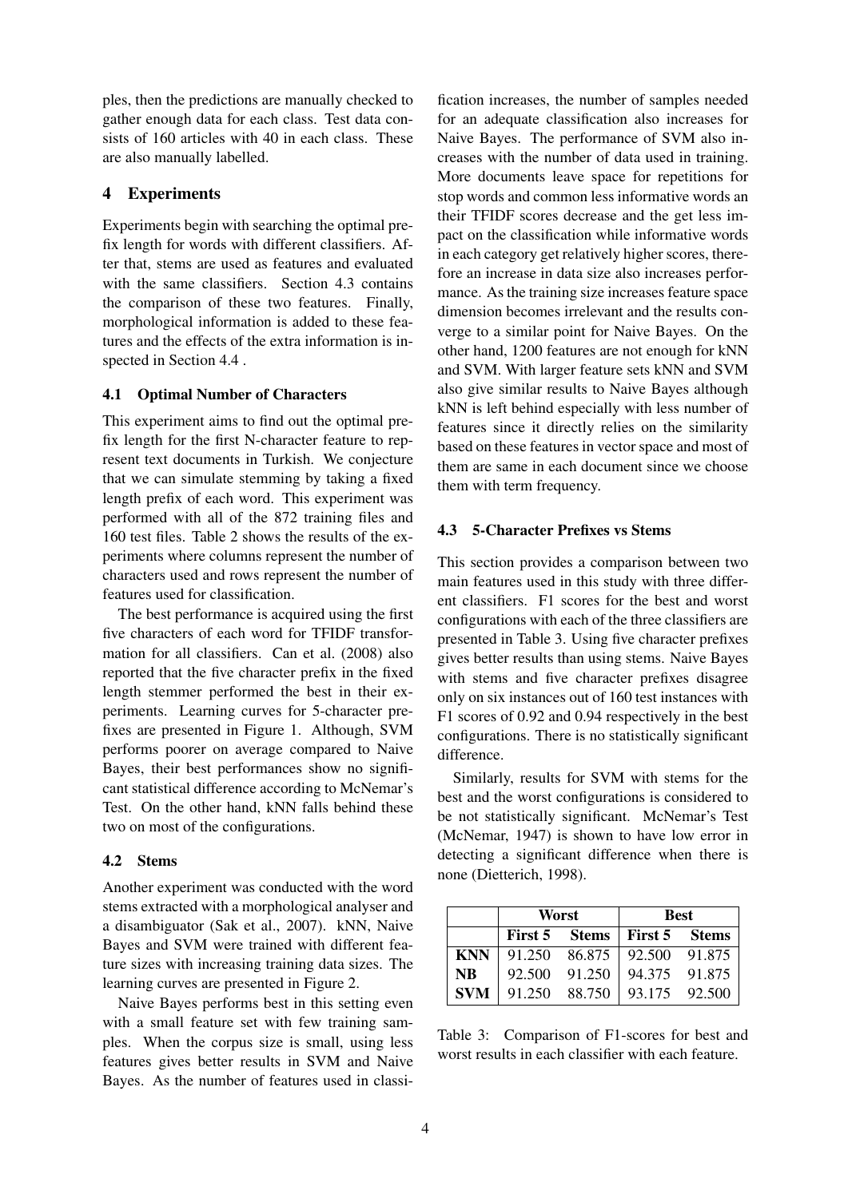ples, then the predictions are manually checked to gather enough data for each class. Test data consists of 160 articles with 40 in each class. These are also manually labelled.

## 4 Experiments

Experiments begin with searching the optimal prefix length for words with different classifiers. After that, stems are used as features and evaluated with the same classifiers. Section 4.3 contains the comparison of these two features. Finally, morphological information is added to these features and the effects of the extra information is inspected in Section 4.4 .

### 4.1 Optimal Number of Characters

This experiment aims to find out the optimal prefix length for the first N-character feature to represent text documents in Turkish. We conjecture that we can simulate stemming by taking a fixed length prefix of each word. This experiment was performed with all of the 872 training files and 160 test files. Table 2 shows the results of the experiments where columns represent the number of characters used and rows represent the number of features used for classification.

The best performance is acquired using the first five characters of each word for TFIDF transformation for all classifiers. Can et al. (2008) also reported that the five character prefix in the fixed length stemmer performed the best in their experiments. Learning curves for 5-character prefixes are presented in Figure 1. Although, SVM performs poorer on average compared to Naive Bayes, their best performances show no significant statistical difference according to McNemar's Test. On the other hand, kNN falls behind these two on most of the configurations.

### 4.2 Stems

Another experiment was conducted with the word stems extracted with a morphological analyser and a disambiguator (Sak et al., 2007). kNN, Naive Bayes and SVM were trained with different feature sizes with increasing training data sizes. The learning curves are presented in Figure 2.

Naive Bayes performs best in this setting even with a small feature set with few training samples. When the corpus size is small, using less features gives better results in SVM and Naive Bayes. As the number of features used in classification increases, the number of samples needed for an adequate classification also increases for Naive Bayes. The performance of SVM also increases with the number of data used in training. More documents leave space for repetitions for stop words and common less informative words an their TFIDF scores decrease and the get less impact on the classification while informative words in each category get relatively higher scores, therefore an increase in data size also increases performance. As the training size increases feature space dimension becomes irrelevant and the results converge to a similar point for Naive Bayes. On the other hand, 1200 features are not enough for kNN and SVM. With larger feature sets kNN and SVM also give similar results to Naive Bayes although kNN is left behind especially with less number of features since it directly relies on the similarity based on these features in vector space and most of them are same in each document since we choose them with term frequency.

### 4.3 5-Character Prefixes vs Stems

This section provides a comparison between two main features used in this study with three different classifiers. F1 scores for the best and worst configurations with each of the three classifiers are presented in Table 3. Using five character prefixes gives better results than using stems. Naive Bayes with stems and five character prefixes disagree only on six instances out of 160 test instances with F1 scores of 0.92 and 0.94 respectively in the best configurations. There is no statistically significant difference.

Similarly, results for SVM with stems for the best and the worst configurations is considered to be not statistically significant. McNemar's Test (McNemar, 1947) is shown to have low error in detecting a significant difference when there is none (Dietterich, 1998).

| | **Worst** | | **Best** | |
|---|---|---|---|---|
| | **First 5** | **Stems** | **First 5** | **Stems** |
| **KNN** | 91.250 | 86.875 | 92.500 | 91.875 |
| **NB** | 92.500 | 91.250 | 94.375 | 91.875 |
| **SVM** | 91.250 | 88.750 | 93.175 | 92.500 |

Table 3: Comparison of F1-scores for best and worst results in each classifier with each feature.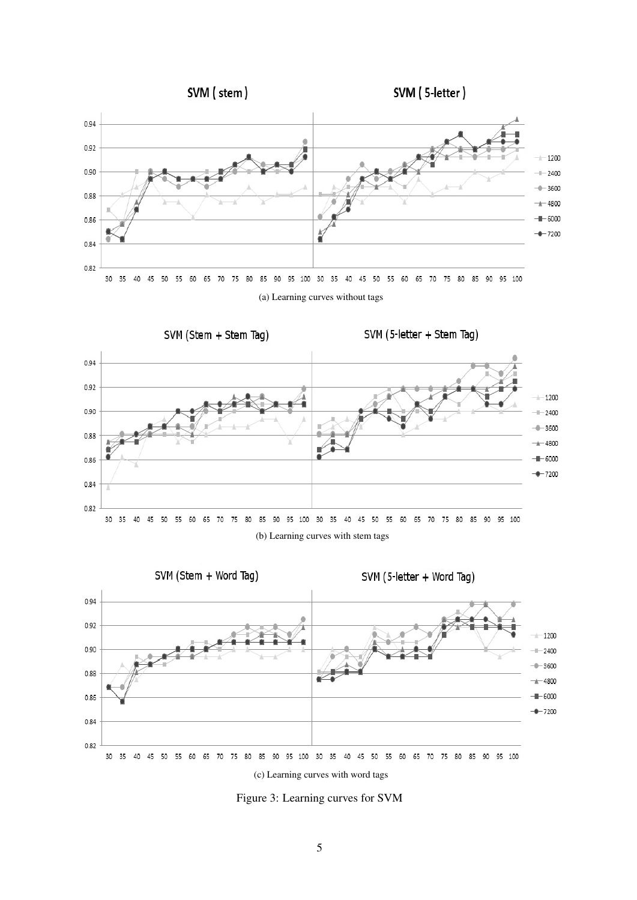SVM ( stem ) SVM ( 5-letter )

(a) Learning curves without tags

SVM (Stem + Stem Tag) SVM (5-letter + Stem Tag)

(b) Learning curves with stem tags

SVM (Stem + Word Tag) SVM (5-letter + Word Tag)

(c) Learning curves with word tags

Figure 3: Learning curves for SVM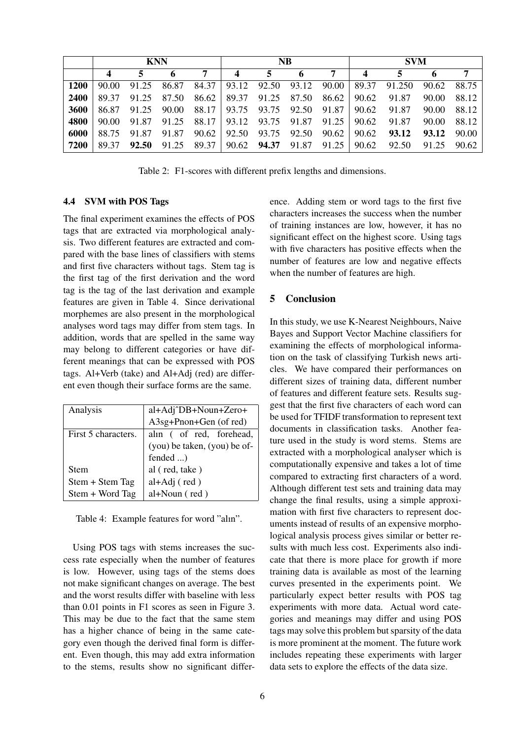|  | KNN |  |  |  | NB |  |  |  | SVM |  |  |  |
|---|---|---|---|---|---|---|---|---|---|---|---|---|
|  | **4** | **5** | **6** | **7** | **4** | **5** | **6** | **7** | **4** | **5** | **6** | **7** |
| **1200** | 90.00 | 91.25 | 86.87 | 84.37 | 93.12 | 92.50 | 93.12 | 90.00 | 89.37 | 91.250 | 90.62 | 88.75 |
| **2400** | 89.37 | 91.25 | 87.50 | 86.62 | 89.37 | 91.25 | 87.50 | 86.62 | 90.62 | 91.87 | 90.00 | 88.12 |
| **3600** | 86.87 | 91.25 | 90.00 | 88.17 | 93.75 | 93.75 | 92.50 | 91.87 | 90.62 | 91.87 | 90.00 | 88.12 |
| **4800** | 90.00 | 91.87 | 91.25 | 88.17 | 93.12 | 93.75 | 91.87 | 91.25 | 90.62 | 91.87 | 90.00 | 88.12 |
| **6000** | 88.75 | 91.87 | 91.87 | 90.62 | 92.50 | 93.75 | 92.50 | 90.62 | 90.62 | **93.12** | **93.12** | 90.00 |
| **7200** | 89.37 | **92.50** | 91.25 | 89.37 | 90.62 | **94.37** | 91.87 | 91.25 | 90.62 | 92.50 | 91.25 | 90.62 |

Table 2: F1-scores with different prefix lengths and dimensions.

### 4.4 SVM with POS Tags

The final experiment examines the effects of POS tags that are extracted via morphological analysis. Two different features are extracted and compared with the base lines of classifiers with stems and first five characters without tags. Stem tag is the first tag of the first derivation and the word tag is the tag of the last derivation and example features are given in Table 4. Since derivational morphemes are also present in the morphological analyses word tags may differ from stem tags. In addition, words that are spelled in the same way may belong to different categories or have different meanings that can be expressed with POS tags. Al+Verb (take) and Al+Adj (red) are different even though their surface forms are the same.

| Analysis | al+Adj^DB+Noun+Zero+ A3sg+Pnon+Gen (of red) |
|---|---|
| First 5 characters. | alın ( of red, forehead, (you) be taken, (you) be offended ...) |
| Stem | al ( red, take ) |
| Stem + Stem Tag | al+Adj ( red ) |
| Stem + Word Tag | al+Noun ( red ) |

Table 4: Example features for word "alın".

Using POS tags with stems increases the success rate especially when the number of features is low. However, using tags of the stems does not make significant changes on average. The best and the worst results differ with baseline with less than 0.01 points in F1 scores as seen in Figure 3. This may be due to the fact that the same stem has a higher chance of being in the same category even though the derived final form is different. Even though, this may add extra information to the stems, results show no significant difference. Adding stem or word tags to the first five characters increases the success when the number of training instances are low, however, it has no significant effect on the highest score. Using tags with five characters has positive effects when the number of features are low and negative effects when the number of features are high.

## 5 Conclusion

In this study, we use K-Nearest Neighbours, Naive Bayes and Support Vector Machine classifiers for examining the effects of morphological information on the task of classifying Turkish news articles. We have compared their performances on different sizes of training data, different number of features and different feature sets. Results suggest that the first five characters of each word can be used for TFIDF transformation to represent text documents in classification tasks. Another feature used in the study is word stems. Stems are extracted with a morphological analyser which is computationally expensive and takes a lot of time compared to extracting first characters of a word. Although different test sets and training data may change the final results, using a simple approximation with first five characters to represent documents instead of results of an expensive morphological analysis process gives similar or better results with much less cost. Experiments also indicate that there is more place for growth if more training data is available as most of the learning curves presented in the experiments point. We particularly expect better results with POS tag experiments with more data. Actual word categories and meanings may differ and using POS tags may solve this problem but sparsity of the data is more prominent at the moment. The future work includes repeating these experiments with larger data sets to explore the effects of the data size.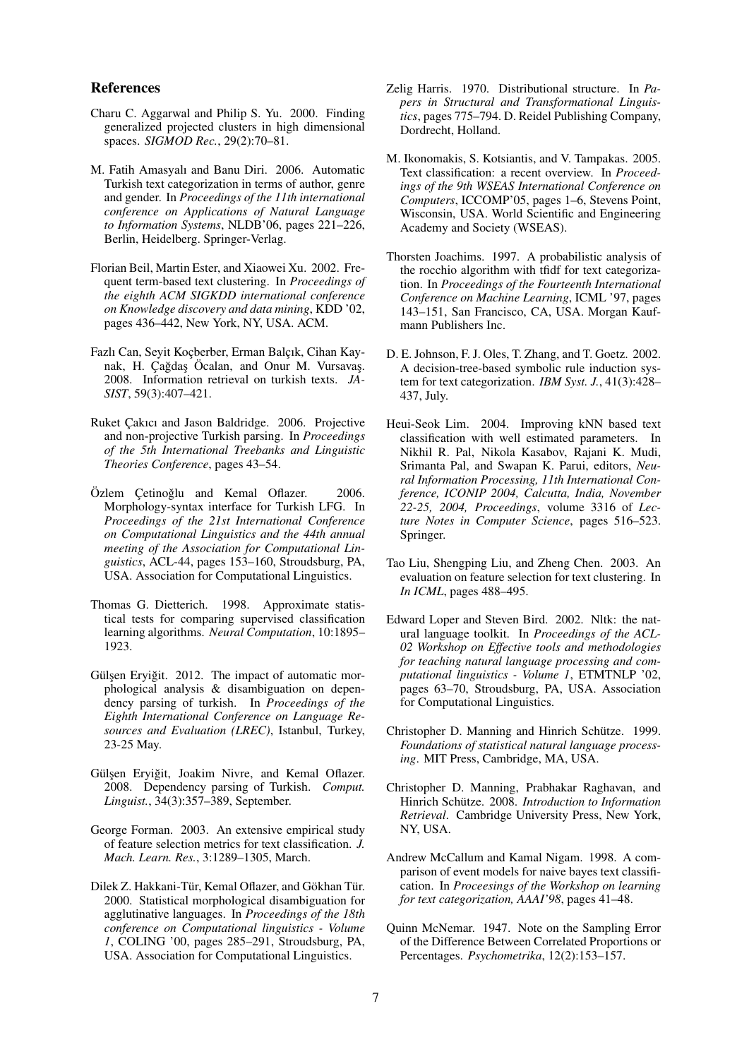## References

Charu C. Aggarwal and Philip S. Yu. 2000. Finding generalized projected clusters in high dimensional spaces. *SIGMOD Rec.*, 29(2):70–81.

M. Fatih Amasyalı and Banu Diri. 2006. Automatic Turkish text categorization in terms of author, genre and gender. In *Proceedings of the 11th international conference on Applications of Natural Language to Information Systems*, NLDB'06, pages 221–226, Berlin, Heidelberg. Springer-Verlag.

Florian Beil, Martin Ester, and Xiaowei Xu. 2002. Frequent term-based text clustering. In *Proceedings of the eighth ACM SIGKDD international conference on Knowledge discovery and data mining*, KDD '02, pages 436–442, New York, NY, USA. ACM.

Fazlı Can, Seyit Koçberber, Erman Balçık, Cihan Kaynak, H. Çağdaş Öcalan, and Onur M. Vursavaş. 2008. Information retrieval on turkish texts. *JASIST*, 59(3):407–421.

Ruket Çakıcı and Jason Baldridge. 2006. Projective and non-projective Turkish parsing. In *Proceedings of the 5th International Treebanks and Linguistic Theories Conference*, pages 43–54.

Özlem Çetinoğlu and Kemal Oflazer. 2006. Morphology-syntax interface for Turkish LFG. In *Proceedings of the 21st International Conference on Computational Linguistics and the 44th annual meeting of the Association for Computational Linguistics*, ACL-44, pages 153–160, Stroudsburg, PA, USA. Association for Computational Linguistics.

Thomas G. Dietterich. 1998. Approximate statistical tests for comparing supervised classification learning algorithms. *Neural Computation*, 10:1895–1923.

Gülşen Eryiğit. 2012. The impact of automatic morphological analysis & disambiguation on dependency parsing of turkish. In *Proceedings of the Eighth International Conference on Language Resources and Evaluation (LREC)*, Istanbul, Turkey, 23-25 May.

Gülşen Eryiğit, Joakim Nivre, and Kemal Oflazer. 2008. Dependency parsing of Turkish. *Comput. Linguist.*, 34(3):357–389, September.

George Forman. 2003. An extensive empirical study of feature selection metrics for text classification. *J. Mach. Learn. Res.*, 3:1289–1305, March.

Dilek Z. Hakkani-Tür, Kemal Oflazer, and Gökhan Tür. 2000. Statistical morphological disambiguation for agglutinative languages. In *Proceedings of the 18th conference on Computational linguistics - Volume 1*, COLING '00, pages 285–291, Stroudsburg, PA, USA. Association for Computational Linguistics.

Zelig Harris. 1970. Distributional structure. In *Papers in Structural and Transformational Linguistics*, pages 775–794. D. Reidel Publishing Company, Dordrecht, Holland.

M. Ikonomakis, S. Kotsiantis, and V. Tampakas. 2005. Text classification: a recent overview. In *Proceedings of the 9th WSEAS International Conference on Computers*, ICCOMP'05, pages 1–6, Stevens Point, Wisconsin, USA. World Scientific and Engineering Academy and Society (WSEAS).

Thorsten Joachims. 1997. A probabilistic analysis of the rocchio algorithm with tfidf for text categorization. In *Proceedings of the Fourteenth International Conference on Machine Learning*, ICML '97, pages 143–151, San Francisco, CA, USA. Morgan Kaufmann Publishers Inc.

D. E. Johnson, F. J. Oles, T. Zhang, and T. Goetz. 2002. A decision-tree-based symbolic rule induction system for text categorization. *IBM Syst. J.*, 41(3):428–437, July.

Heui-Seok Lim. 2004. Improving kNN based text classification with well estimated parameters. In Nikhil R. Pal, Nikola Kasabov, Rajani K. Mudi, Srimanta Pal, and Swapan K. Parui, editors, *Neural Information Processing, 11th International Conference, ICONIP 2004, Calcutta, India, November 22-25, 2004, Proceedings*, volume 3316 of *Lecture Notes in Computer Science*, pages 516–523. Springer.

Tao Liu, Shengping Liu, and Zheng Chen. 2003. An evaluation on feature selection for text clustering. In *In ICML*, pages 488–495.

Edward Loper and Steven Bird. 2002. Nltk: the natural language toolkit. In *Proceedings of the ACL-02 Workshop on Effective tools and methodologies for teaching natural language processing and computational linguistics - Volume 1*, ETMTNLP '02, pages 63–70, Stroudsburg, PA, USA. Association for Computational Linguistics.

Christopher D. Manning and Hinrich Schütze. 1999. *Foundations of statistical natural language processing*. MIT Press, Cambridge, MA, USA.

Christopher D. Manning, Prabhakar Raghavan, and Hinrich Schütze. 2008. *Introduction to Information Retrieval*. Cambridge University Press, New York, NY, USA.

Andrew McCallum and Kamal Nigam. 1998. A comparison of event models for naive bayes text classification. In *Proceesings of the Workshop on learning for text categorization, AAAI'98*, pages 41–48.

Quinn McNemar. 1947. Note on the Sampling Error of the Difference Between Correlated Proportions or Percentages. *Psychometrika*, 12(2):153–157.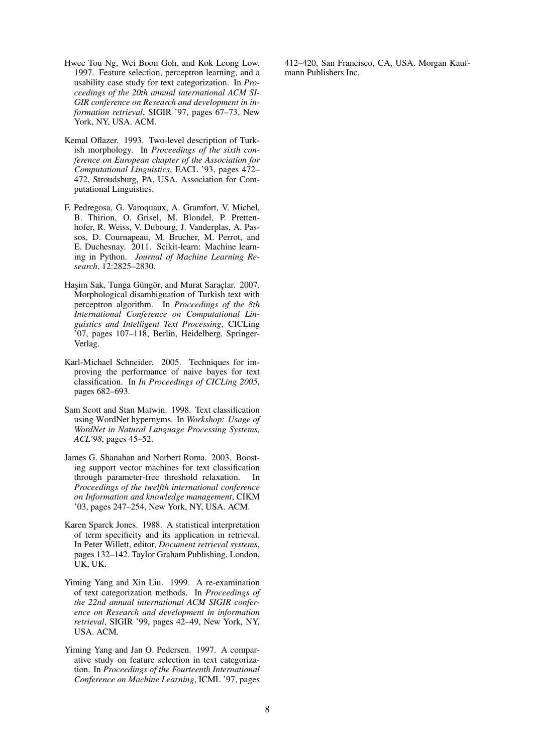Hwee Tou Ng, Wei Boon Goh, and Kok Leong Low. 1997. Feature selection, perceptron learning, and a usability case study for text categorization. In *Proceedings of the 20th annual international ACM SIGIR conference on Research and development in information retrieval*, SIGIR '97, pages 67–73, New York, NY, USA. ACM.

Kemal Oflazer. 1993. Two-level description of Turkish morphology. In *Proceedings of the sixth conference on European chapter of the Association for Computational Linguistics*, EACL '93, pages 472–472, Stroudsburg, PA, USA. Association for Computational Linguistics.

F. Pedregosa, G. Varoquaux, A. Gramfort, V. Michel, B. Thirion, O. Grisel, M. Blondel, P. Prettenhofer, R. Weiss, V. Dubourg, J. Vanderplas, A. Passos, D. Cournapeau, M. Brucher, M. Perrot, and E. Duchesnay. 2011. Scikit-learn: Machine learning in Python. *Journal of Machine Learning Research*, 12:2825–2830.

Haşim Sak, Tunga Güngör, and Murat Saraçlar. 2007. Morphological disambiguation of Turkish text with perceptron algorithm. In *Proceedings of the 8th International Conference on Computational Linguistics and Intelligent Text Processing*, CICLing '07, pages 107–118, Berlin, Heidelberg. Springer-Verlag.

Karl-Michael Schneider. 2005. Techniques for improving the performance of naive bayes for text classification. In *In Proceedings of CICLing 2005*, pages 682–693.

Sam Scott and Stan Matwin. 1998. Text classification using WordNet hypernyms. In *Workshop: Usage of WordNet in Natural Language Processing Systems, ACL'98*, pages 45–52.

James G. Shanahan and Norbert Roma. 2003. Boosting support vector machines for text classification through parameter-free threshold relaxation. In *Proceedings of the twelfth international conference on Information and knowledge management*, CIKM '03, pages 247–254, New York, NY, USA. ACM.

Karen Sparck Jones. 1988. A statistical interpretation of term specificity and its application in retrieval. In Peter Willett, editor, *Document retrieval systems*, pages 132–142. Taylor Graham Publishing, London, UK, UK.

Yiming Yang and Xin Liu. 1999. A re-examination of text categorization methods. In *Proceedings of the 22nd annual international ACM SIGIR conference on Research and development in information retrieval*, SIGIR '99, pages 42–49, New York, NY, USA. ACM.

Yiming Yang and Jan O. Pedersen. 1997. A comparative study on feature selection in text categorization. In *Proceedings of the Fourteenth International Conference on Machine Learning*, ICML '97, pages 412–420, San Francisco, CA, USA. Morgan Kaufmann Publishers Inc.